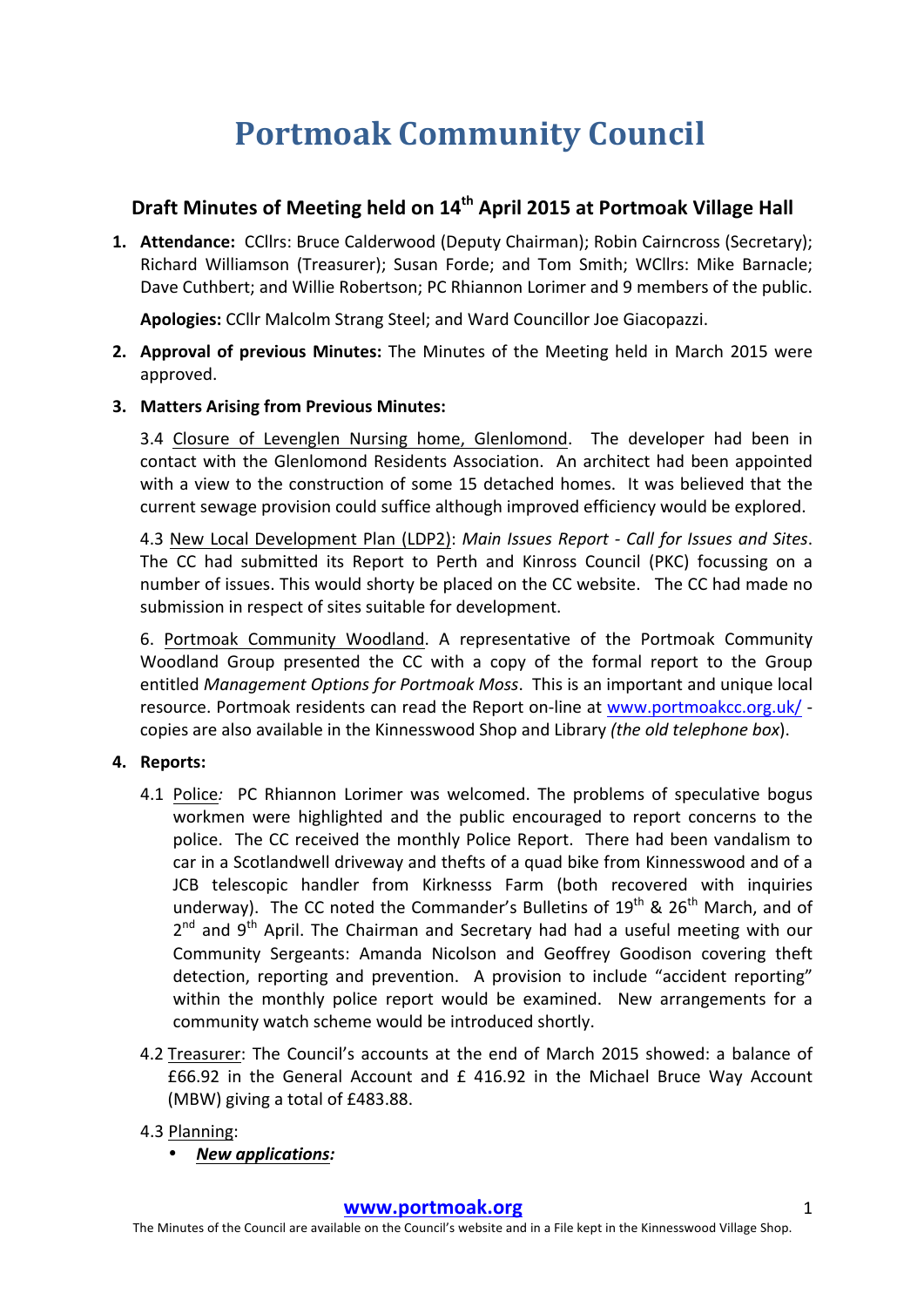# Portmoak Community Council

## Draft Minutes of Meeting held on 14th April 2015 at Portmoak Village Hall

1. **Attendance:** CCllrs: Bruce Calderwood (Deputy Chairman); Robin Cairncross (Secretary); Richard Williamson (Treasurer); Susan Forde; and Tom Smith; WCllrs: Mike Barnacle; Dave Cuthbert; and Willie Robertson; PC Rhiannon Lorimer and 9 members of the public.

   **Apologies:** CCllr Malcolm Strang Steel; and Ward Councillor Joe Giacopazzi.

2. **Approval of previous Minutes:** The Minutes of the Meeting held in March 2015 were approved.

3. **Matters Arising from Previous Minutes:**

   3.4 Closure of Levenglen Nursing home, Glenlomond. The developer had been in contact with the Glenlomond Residents Association. An architect had been appointed with a view to the construction of some 15 detached homes. It was believed that the current sewage provision could suffice although improved efficiency would be explored.

   4.3 New Local Development Plan (LDP2): *Main Issues Report - Call for Issues and Sites*. The CC had submitted its Report to Perth and Kinross Council (PKC) focussing on a number of issues. This would shorty be placed on the CC website. The CC had made no submission in respect of sites suitable for development.

   6. Portmoak Community Woodland. A representative of the Portmoak Community Woodland Group presented the CC with a copy of the formal report to the Group entitled *Management Options for Portmoak Moss*. This is an important and unique local resource. Portmoak residents can read the Report on-line at www.portmoakcc.org.uk/ - copies are also available in the Kinnesswood Shop and Library *(the old telephone box)*.

4. **Reports:**

   4.1 Police*:* PC Rhiannon Lorimer was welcomed. The problems of speculative bogus workmen were highlighted and the public encouraged to report concerns to the police. The CC received the monthly Police Report. There had been vandalism to car in a Scotlandwell driveway and thefts of a quad bike from Kinnesswood and of a JCB telescopic handler from Kirknesss Farm (both recovered with inquiries underway). The CC noted the Commander's Bulletins of 19th & 26th March, and of 2nd and 9th April. The Chairman and Secretary had had a useful meeting with our Community Sergeants: Amanda Nicolson and Geoffrey Goodison covering theft detection, reporting and prevention. A provision to include "accident reporting" within the monthly police report would be examined. New arrangements for a community watch scheme would be introduced shortly.

   4.2 Treasurer: The Council's accounts at the end of March 2015 showed: a balance of £66.92 in the General Account and £ 416.92 in the Michael Bruce Way Account (MBW) giving a total of £483.88.

   4.3 Planning:

   - ***New applications:***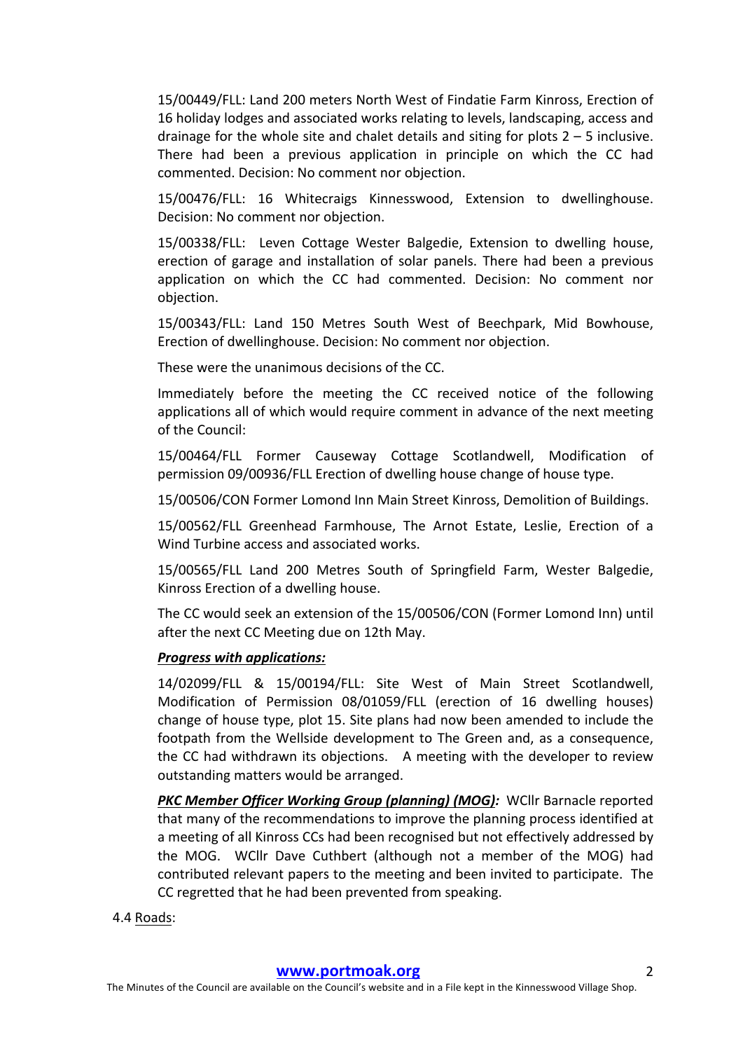15/00449/FLL: Land 200 meters North West of Findatie Farm Kinross, Erection of 16 holiday lodges and associated works relating to levels, landscaping, access and drainage for the whole site and chalet details and siting for plots 2 – 5 inclusive. There had been a previous application in principle on which the CC had commented. Decision: No comment nor objection.

15/00476/FLL: 16 Whitecraigs Kinnesswood, Extension to dwellinghouse. Decision: No comment nor objection.

15/00338/FLL: Leven Cottage Wester Balgedie, Extension to dwelling house, erection of garage and installation of solar panels. There had been a previous application on which the CC had commented. Decision: No comment nor objection.

15/00343/FLL: Land 150 Metres South West of Beechpark, Mid Bowhouse, Erection of dwellinghouse. Decision: No comment nor objection.

These were the unanimous decisions of the CC.

Immediately before the meeting the CC received notice of the following applications all of which would require comment in advance of the next meeting of the Council:

15/00464/FLL Former Causeway Cottage Scotlandwell, Modification of permission 09/00936/FLL Erection of dwelling house change of house type.

15/00506/CON Former Lomond Inn Main Street Kinross, Demolition of Buildings.

15/00562/FLL Greenhead Farmhouse, The Arnot Estate, Leslie, Erection of a Wind Turbine access and associated works.

15/00565/FLL Land 200 Metres South of Springfield Farm, Wester Balgedie, Kinross Erection of a dwelling house.

The CC would seek an extension of the 15/00506/CON (Former Lomond Inn) until after the next CC Meeting due on 12th May.

***<u>Progress with applications:</u>***

14/02099/FLL & 15/00194/FLL: Site West of Main Street Scotlandwell, Modification of Permission 08/01059/FLL (erection of 16 dwelling houses) change of house type, plot 15. Site plans had now been amended to include the footpath from the Wellside development to The Green and, as a consequence, the CC had withdrawn its objections. A meeting with the developer to review outstanding matters would be arranged.

***<u>PKC Member Officer Working Group (planning) (MOG)</u>:*** WCllr Barnacle reported that many of the recommendations to improve the planning process identified at a meeting of all Kinross CCs had been recognised but not effectively addressed by the MOG. WCllr Dave Cuthbert (although not a member of the MOG) had contributed relevant papers to the meeting and been invited to participate. The CC regretted that he had been prevented from speaking.

4.4 <u>Roads</u>: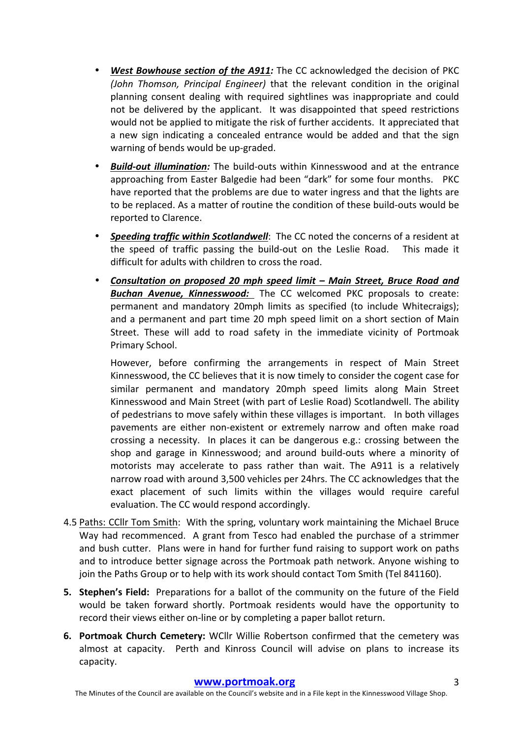- ***West Bowhouse section of the A911:*** The CC acknowledged the decision of PKC *(John Thomson, Principal Engineer)* that the relevant condition in the original planning consent dealing with required sightlines was inappropriate and could not be delivered by the applicant. It was disappointed that speed restrictions would not be applied to mitigate the risk of further accidents. It appreciated that a new sign indicating a concealed entrance would be added and that the sign warning of bends would be up-graded.

- ***Build-out illumination:*** The build-outs within Kinnesswood and at the entrance approaching from Easter Balgedie had been "dark" for some four months. PKC have reported that the problems are due to water ingress and that the lights are to be replaced. As a matter of routine the condition of these build-outs would be reported to Clarence.

- ***Speeding traffic within Scotlandwell***: The CC noted the concerns of a resident at the speed of traffic passing the build-out on the Leslie Road. This made it difficult for adults with children to cross the road.

- ***Consultation on proposed 20 mph speed limit – Main Street, Bruce Road and Buchan Avenue, Kinnesswood:*** The CC welcomed PKC proposals to create: permanent and mandatory 20mph limits as specified (to include Whitecraigs); and a permanent and part time 20 mph speed limit on a short section of Main Street. These will add to road safety in the immediate vicinity of Portmoak Primary School.

  However, before confirming the arrangements in respect of Main Street Kinnesswood, the CC believes that it is now timely to consider the cogent case for similar permanent and mandatory 20mph speed limits along Main Street Kinnesswood and Main Street (with part of Leslie Road) Scotlandwell. The ability of pedestrians to move safely within these villages is important. In both villages pavements are either non-existent or extremely narrow and often make road crossing a necessity. In places it can be dangerous e.g.: crossing between the shop and garage in Kinnesswood; and around build-outs where a minority of motorists may accelerate to pass rather than wait. The A911 is a relatively narrow road with around 3,500 vehicles per 24hrs. The CC acknowledges that the exact placement of such limits within the villages would require careful evaluation. The CC would respond accordingly.

4.5 Paths: CCllr Tom Smith: With the spring, voluntary work maintaining the Michael Bruce Way had recommenced. A grant from Tesco had enabled the purchase of a strimmer and bush cutter. Plans were in hand for further fund raising to support work on paths and to introduce better signage across the Portmoak path network. Anyone wishing to join the Paths Group or to help with its work should contact Tom Smith (Tel 841160).

5. **Stephen's Field:** Preparations for a ballot of the community on the future of the Field would be taken forward shortly. Portmoak residents would have the opportunity to record their views either on-line or by completing a paper ballot return.

6. **Portmoak Church Cemetery:** WCllr Willie Robertson confirmed that the cemetery was almost at capacity. Perth and Kinross Council will advise on plans to increase its capacity.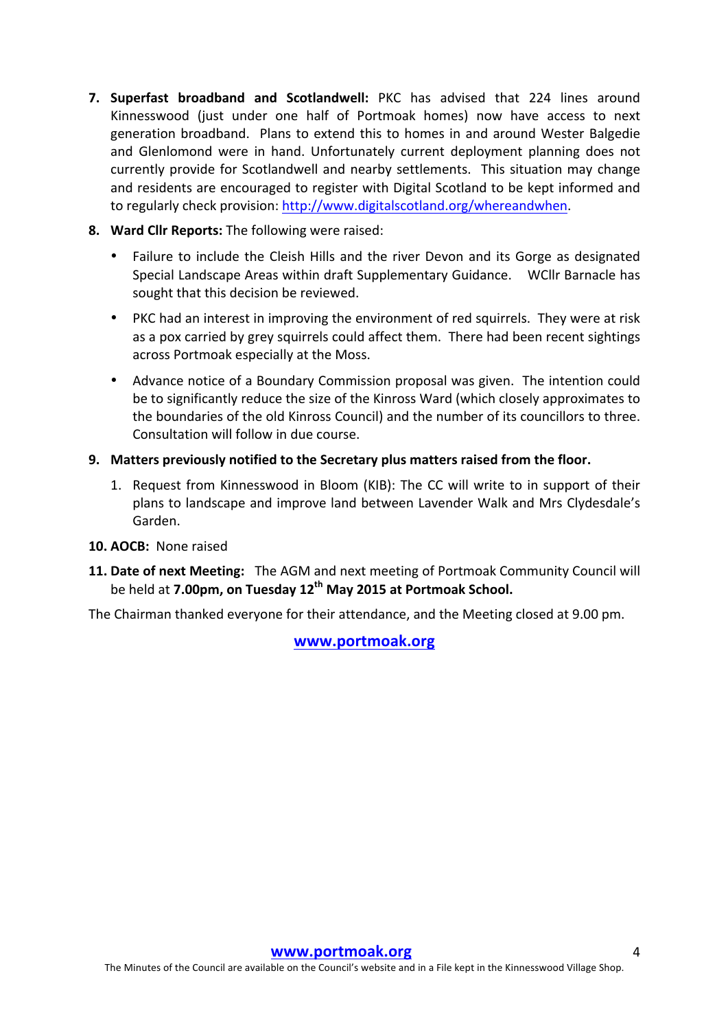7. **Superfast broadband and Scotlandwell:** PKC has advised that 224 lines around Kinnesswood (just under one half of Portmoak homes) now have access to next generation broadband. Plans to extend this to homes in and around Wester Balgedie and Glenlomond were in hand. Unfortunately current deployment planning does not currently provide for Scotlandwell and nearby settlements. This situation may change and residents are encouraged to register with Digital Scotland to be kept informed and to regularly check provision: http://www.digitalscotland.org/whereandwhen.

8. **Ward Cllr Reports:** The following were raised:

   - Failure to include the Cleish Hills and the river Devon and its Gorge as designated Special Landscape Areas within draft Supplementary Guidance. WCllr Barnacle has sought that this decision be reviewed.
   - PKC had an interest in improving the environment of red squirrels. They were at risk as a pox carried by grey squirrels could affect them. There had been recent sightings across Portmoak especially at the Moss.
   - Advance notice of a Boundary Commission proposal was given. The intention could be to significantly reduce the size of the Kinross Ward (which closely approximates to the boundaries of the old Kinross Council) and the number of its councillors to three. Consultation will follow in due course.

9. **Matters previously notified to the Secretary plus matters raised from the floor.**

   1. Request from Kinnesswood in Bloom (KIB): The CC will write to in support of their plans to landscape and improve land between Lavender Walk and Mrs Clydesdale's Garden.

10. **AOCB:** None raised

11. **Date of next Meeting:** The AGM and next meeting of Portmoak Community Council will be held at **7.00pm, on Tuesday 12th May 2015 at Portmoak School.**

The Chairman thanked everyone for their attendance, and the Meeting closed at 9.00 pm.

**www.portmoak.org**

The Minutes of the Council are available on the Council's website and in a File kept in the Kinnesswood Village Shop.